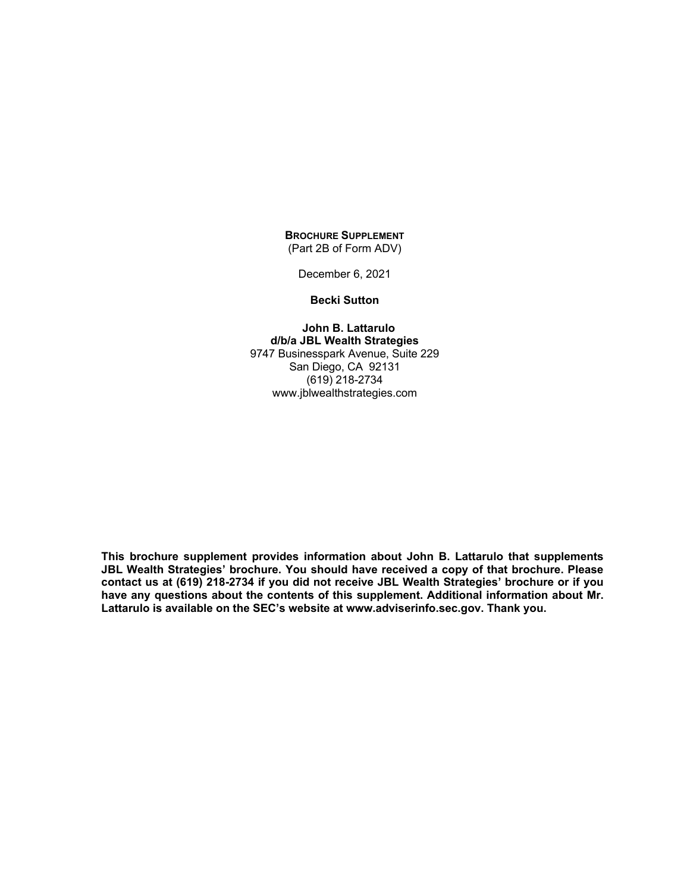**BROCHURE SUPPLEMENT**

(Part 2B of Form ADV)

December 6, 2021

**Becki Sutton**

**John B. Lattarulo**
**d/b/a JBL Wealth Strategies**
9747 Businesspark Avenue, Suite 229
San Diego, CA 92131
(619) 218-2734
www.jblwealthstrategies.com

**This brochure supplement provides information about John B. Lattarulo that supplements JBL Wealth Strategies' brochure. You should have received a copy of that brochure. Please contact us at (619) 218-2734 if you did not receive JBL Wealth Strategies' brochure or if you have any questions about the contents of this supplement. Additional information about Mr. Lattarulo is available on the SEC's website at www.adviserinfo.sec.gov. Thank you.**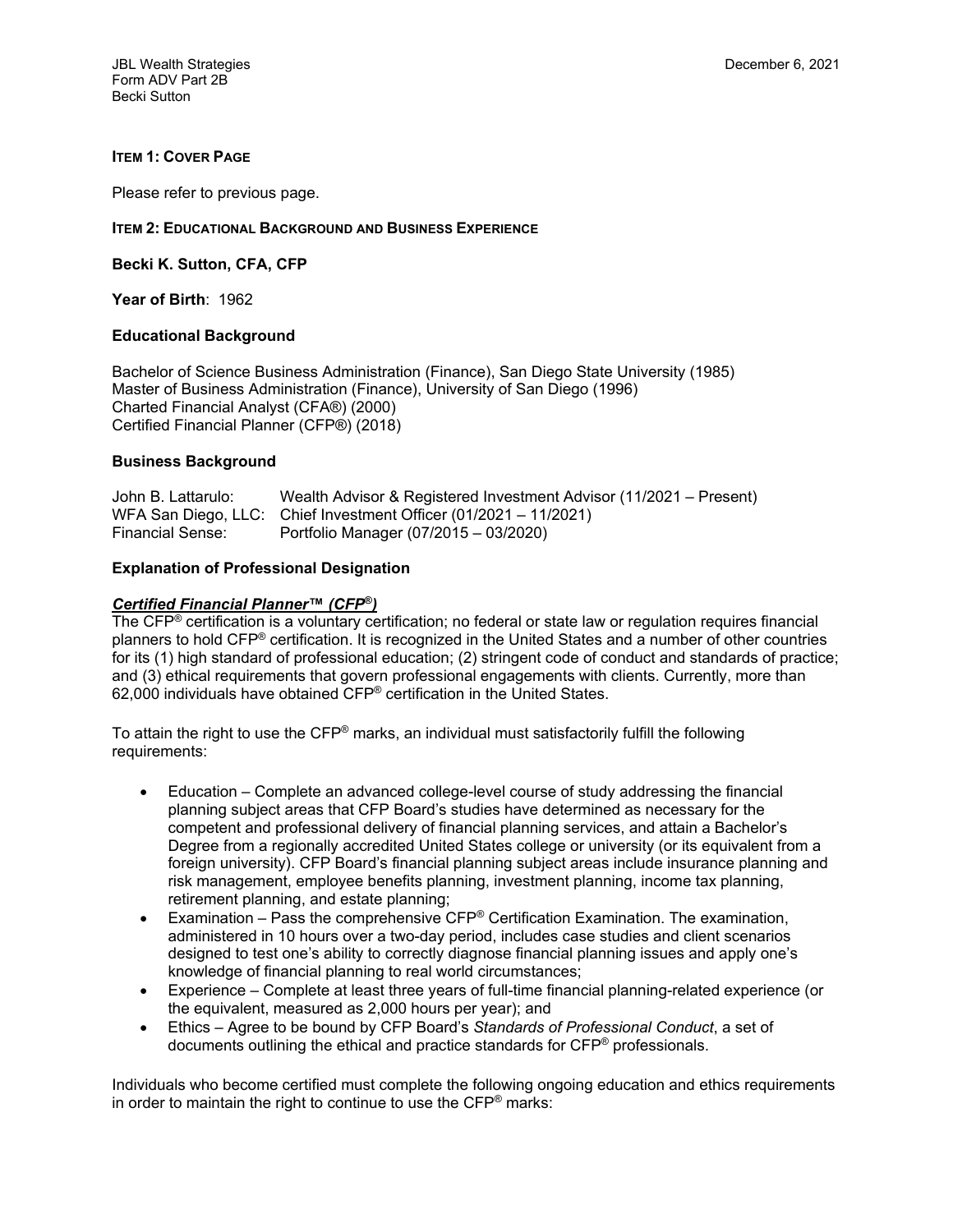**ITEM 1: COVER PAGE**

Please refer to previous page.

**ITEM 2: EDUCATIONAL BACKGROUND AND BUSINESS EXPERIENCE**

**Becki K. Sutton, CFA, CFP**

**Year of Birth**: 1962

**Educational Background**

Bachelor of Science Business Administration (Finance), San Diego State University (1985)
Master of Business Administration (Finance), University of San Diego (1996)
Charted Financial Analyst (CFA®) (2000)
Certified Financial Planner (CFP®) (2018)

**Business Background**

John B. Lattarulo: Wealth Advisor & Registered Investment Advisor (11/2021 – Present)
WFA San Diego, LLC: Chief Investment Officer (01/2021 – 11/2021)
Financial Sense: Portfolio Manager (07/2015 – 03/2020)

**Explanation of Professional Designation**

***Certified Financial Planner™ (CFP®)***

The CFP® certification is a voluntary certification; no federal or state law or regulation requires financial planners to hold CFP® certification. It is recognized in the United States and a number of other countries for its (1) high standard of professional education; (2) stringent code of conduct and standards of practice; and (3) ethical requirements that govern professional engagements with clients. Currently, more than 62,000 individuals have obtained CFP® certification in the United States.

To attain the right to use the CFP® marks, an individual must satisfactorily fulfill the following requirements:

- Education – Complete an advanced college-level course of study addressing the financial planning subject areas that CFP Board's studies have determined as necessary for the competent and professional delivery of financial planning services, and attain a Bachelor's Degree from a regionally accredited United States college or university (or its equivalent from a foreign university). CFP Board's financial planning subject areas include insurance planning and risk management, employee benefits planning, investment planning, income tax planning, retirement planning, and estate planning;
- Examination – Pass the comprehensive CFP® Certification Examination. The examination, administered in 10 hours over a two-day period, includes case studies and client scenarios designed to test one's ability to correctly diagnose financial planning issues and apply one's knowledge of financial planning to real world circumstances;
- Experience – Complete at least three years of full-time financial planning-related experience (or the equivalent, measured as 2,000 hours per year); and
- Ethics – Agree to be bound by CFP Board's *Standards of Professional Conduct*, a set of documents outlining the ethical and practice standards for CFP® professionals.

Individuals who become certified must complete the following ongoing education and ethics requirements in order to maintain the right to continue to use the CFP® marks: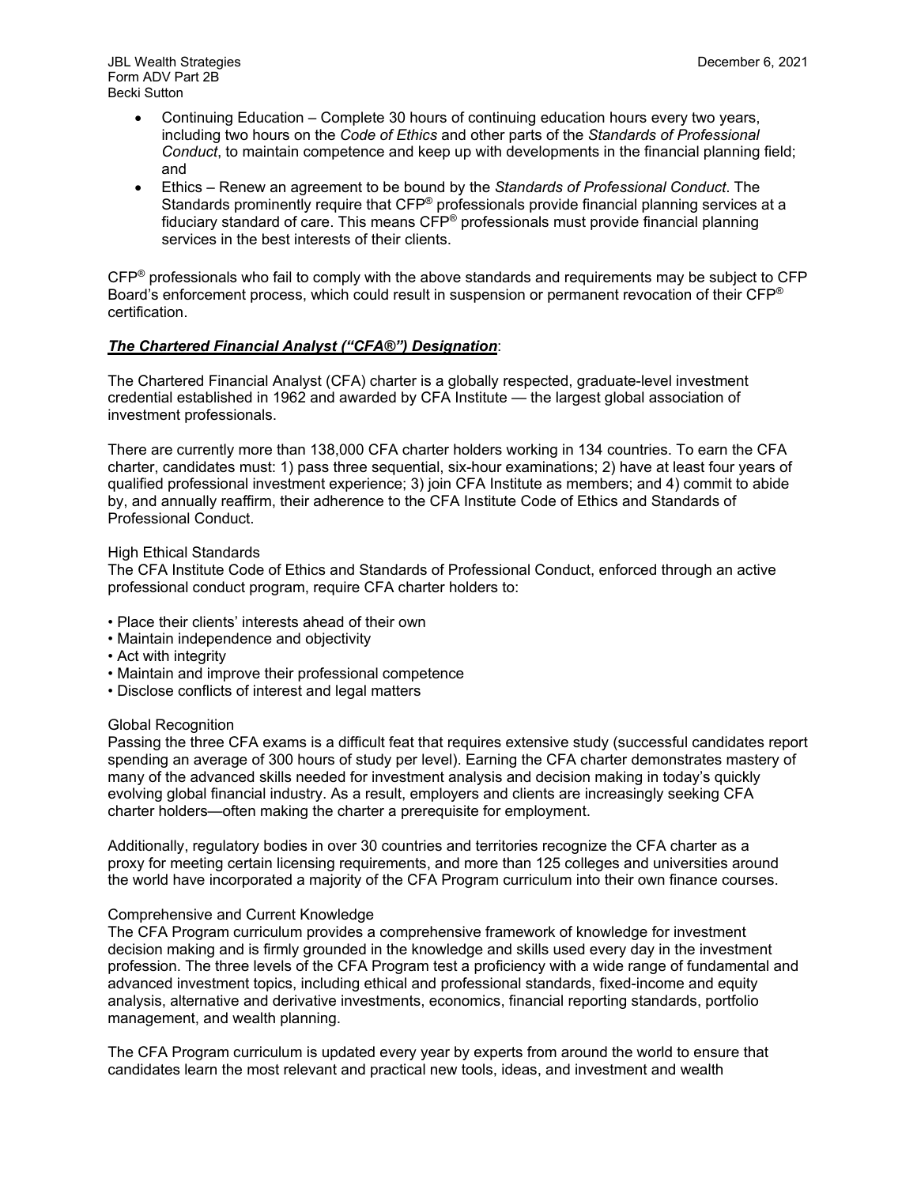- Continuing Education – Complete 30 hours of continuing education hours every two years, including two hours on the *Code of Ethics* and other parts of the *Standards of Professional Conduct*, to maintain competence and keep up with developments in the financial planning field; and
- Ethics – Renew an agreement to be bound by the *Standards of Professional Conduct*. The Standards prominently require that CFP® professionals provide financial planning services at a fiduciary standard of care. This means CFP® professionals must provide financial planning services in the best interests of their clients.

CFP® professionals who fail to comply with the above standards and requirements may be subject to CFP Board's enforcement process, which could result in suspension or permanent revocation of their CFP® certification.

***The Chartered Financial Analyst ("CFA®") Designation***:

The Chartered Financial Analyst (CFA) charter is a globally respected, graduate-level investment credential established in 1962 and awarded by CFA Institute — the largest global association of investment professionals.

There are currently more than 138,000 CFA charter holders working in 134 countries. To earn the CFA charter, candidates must: 1) pass three sequential, six-hour examinations; 2) have at least four years of qualified professional investment experience; 3) join CFA Institute as members; and 4) commit to abide by, and annually reaffirm, their adherence to the CFA Institute Code of Ethics and Standards of Professional Conduct.

High Ethical Standards
The CFA Institute Code of Ethics and Standards of Professional Conduct, enforced through an active professional conduct program, require CFA charter holders to:

- Place their clients' interests ahead of their own
- Maintain independence and objectivity
- Act with integrity
- Maintain and improve their professional competence
- Disclose conflicts of interest and legal matters

Global Recognition
Passing the three CFA exams is a difficult feat that requires extensive study (successful candidates report spending an average of 300 hours of study per level). Earning the CFA charter demonstrates mastery of many of the advanced skills needed for investment analysis and decision making in today's quickly evolving global financial industry. As a result, employers and clients are increasingly seeking CFA charter holders—often making the charter a prerequisite for employment.

Additionally, regulatory bodies in over 30 countries and territories recognize the CFA charter as a proxy for meeting certain licensing requirements, and more than 125 colleges and universities around the world have incorporated a majority of the CFA Program curriculum into their own finance courses.

Comprehensive and Current Knowledge
The CFA Program curriculum provides a comprehensive framework of knowledge for investment decision making and is firmly grounded in the knowledge and skills used every day in the investment profession. The three levels of the CFA Program test a proficiency with a wide range of fundamental and advanced investment topics, including ethical and professional standards, fixed-income and equity analysis, alternative and derivative investments, economics, financial reporting standards, portfolio management, and wealth planning.

The CFA Program curriculum is updated every year by experts from around the world to ensure that candidates learn the most relevant and practical new tools, ideas, and investment and wealth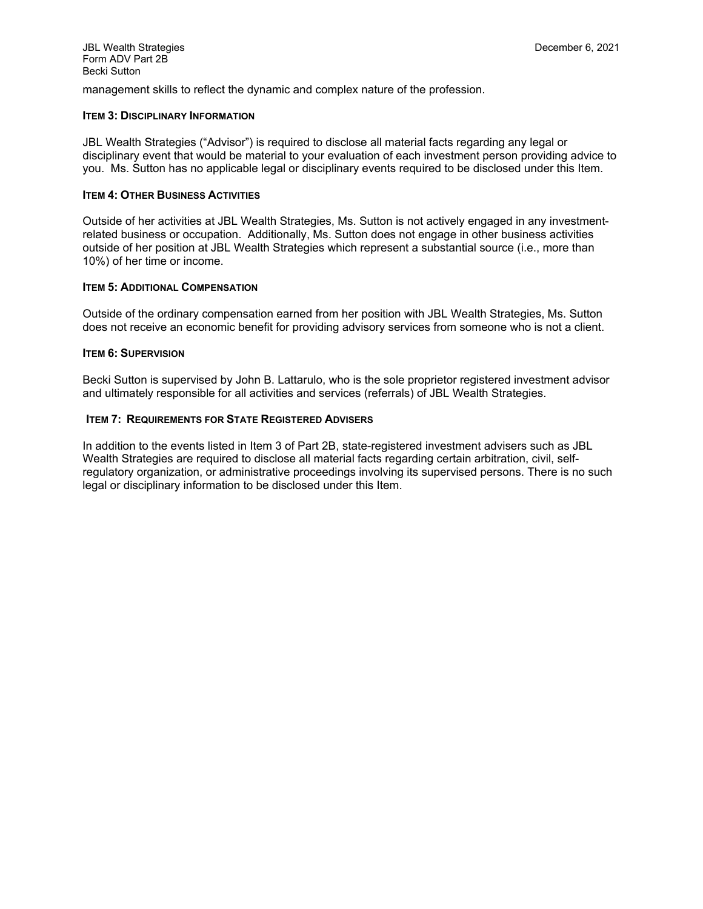management skills to reflect the dynamic and complex nature of the profession.

### ITEM 3: DISCIPLINARY INFORMATION

JBL Wealth Strategies ("Advisor") is required to disclose all material facts regarding any legal or disciplinary event that would be material to your evaluation of each investment person providing advice to you. Ms. Sutton has no applicable legal or disciplinary events required to be disclosed under this Item.

### ITEM 4: OTHER BUSINESS ACTIVITIES

Outside of her activities at JBL Wealth Strategies, Ms. Sutton is not actively engaged in any investment-related business or occupation. Additionally, Ms. Sutton does not engage in other business activities outside of her position at JBL Wealth Strategies which represent a substantial source (i.e., more than 10%) of her time or income.

### ITEM 5: ADDITIONAL COMPENSATION

Outside of the ordinary compensation earned from her position with JBL Wealth Strategies, Ms. Sutton does not receive an economic benefit for providing advisory services from someone who is not a client.

### ITEM 6: SUPERVISION

Becki Sutton is supervised by John B. Lattarulo, who is the sole proprietor registered investment advisor and ultimately responsible for all activities and services (referrals) of JBL Wealth Strategies.

### ITEM 7: REQUIREMENTS FOR STATE REGISTERED ADVISERS

In addition to the events listed in Item 3 of Part 2B, state-registered investment advisers such as JBL Wealth Strategies are required to disclose all material facts regarding certain arbitration, civil, self-regulatory organization, or administrative proceedings involving its supervised persons. There is no such legal or disciplinary information to be disclosed under this Item.